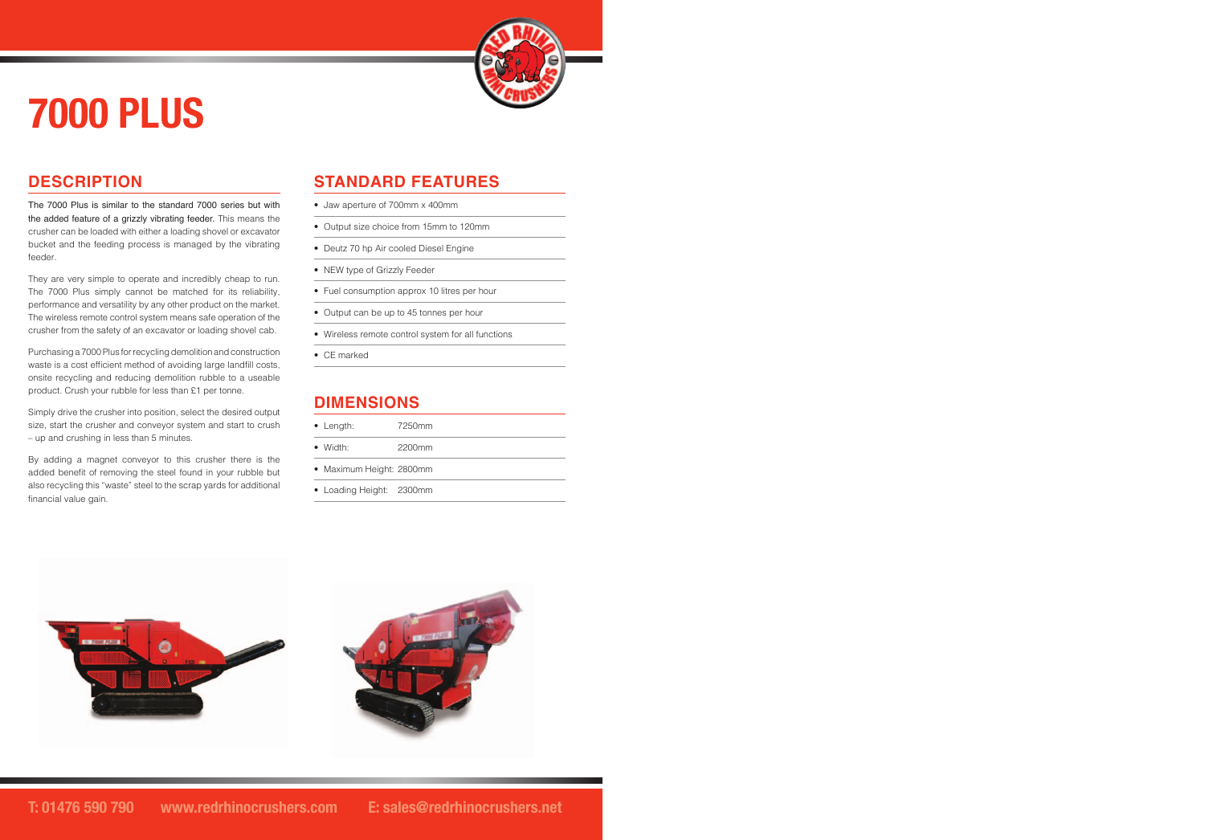# 7000 PLUS

## DESCRIPTION

The 7000 Plus is similar to the standard 7000 series but with the added feature of a grizzly vibrating feeder. This means the crusher can be loaded with either a loading shovel or excavator bucket and the feeding process is managed by the vibrating feeder.

They are very simple to operate and incredibly cheap to run. The 7000 Plus simply cannot be matched for its reliability, performance and versatility by any other product on the market. The wireless remote control system means safe operation of the crusher from the safety of an excavator or loading shovel cab.

Purchasing a 7000 Plus for recycling demolition and construction waste is a cost efficient method of avoiding large landfill costs, onsite recycling and reducing demolition rubble to a useable product. Crush your rubble for less than £1 per tonne.

Simply drive the crusher into position, select the desired output size, start the crusher and conveyor system and start to crush – up and crushing in less than 5 minutes.

By adding a magnet conveyor to this crusher there is the added benefit of removing the steel found in your rubble but also recycling this "waste" steel to the scrap yards for additional financial value gain.

## STANDARD FEATURES

- Jaw aperture of 700mm x 400mm
- Output size choice from 15mm to 120mm
- Deutz 70 hp Air cooled Diesel Engine
- NEW type of Grizzly Feeder
- Fuel consumption approx 10 litres per hour
- Output can be up to 45 tonnes per hour
- Wireless remote control system for all functions
- CE marked

## DIMENSIONS

- Length: 7250mm
- Width: 2200mm
- Maximum Height: 2800mm
- Loading Height: 2300mm

T: 01476 590 790 www.redrhinocrushers.com E: sales@redrhinocrushers.net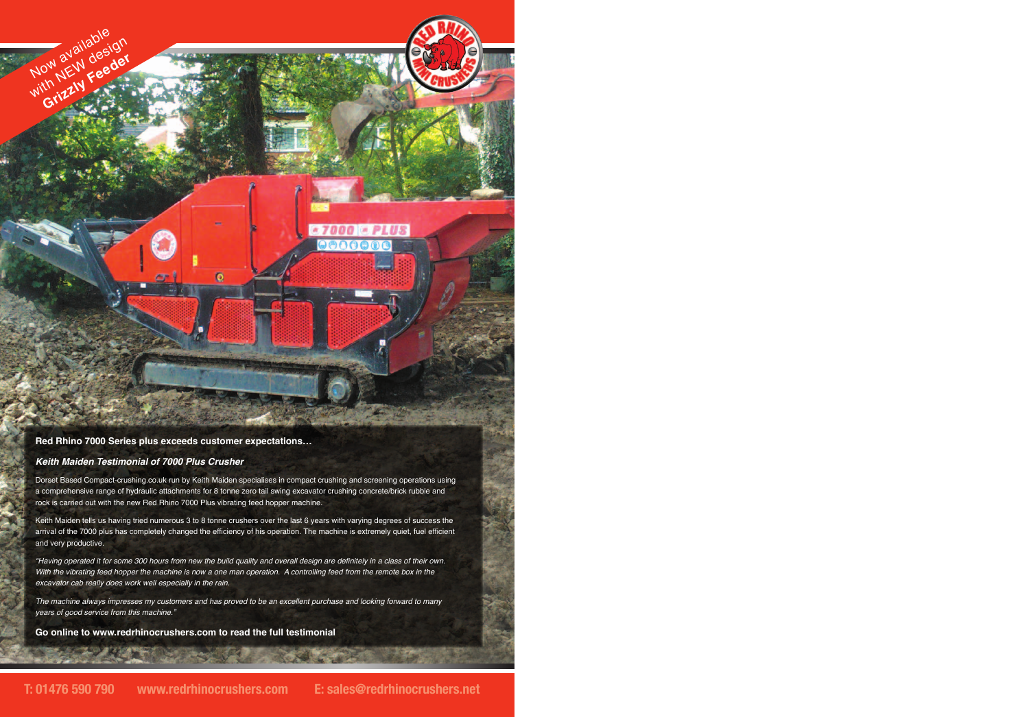Now available with NEW design **Grizzly Feeder**

**Red Rhino 7000 Series plus exceeds customer expectations…**

***Keith Maiden Testimonial of 7000 Plus Crusher***

Dorset Based Compact-crushing.co.uk run by Keith Maiden specialises in compact crushing and screening operations using a comprehensive range of hydraulic attachments for 8 tonne zero tail swing excavator crushing concrete/brick rubble and rock is carried out with the new Red Rhino 7000 Plus vibrating feed hopper machine.

Keith Maiden tells us having tried numerous 3 to 8 tonne crushers over the last 6 years with varying degrees of success the arrival of the 7000 plus has completely changed the efficiency of his operation. The machine is extremely quiet, fuel efficient and very productive.

*"Having operated it for some 300 hours from new the build quality and overall design are definitely in a class of their own. With the vibrating feed hopper the machine is now a one man operation. A controlling feed from the remote box in the excavator cab really does work well especially in the rain.*

*The machine always impresses my customers and has proved to be an excellent purchase and looking forward to many years of good service from this machine."*

**Go online to www.redrhinocrushers.com to read the full testimonial**

**T: 01476 590 790** **www.redrhinocrushers.com** **E: sales@redrhinocrushers.net**